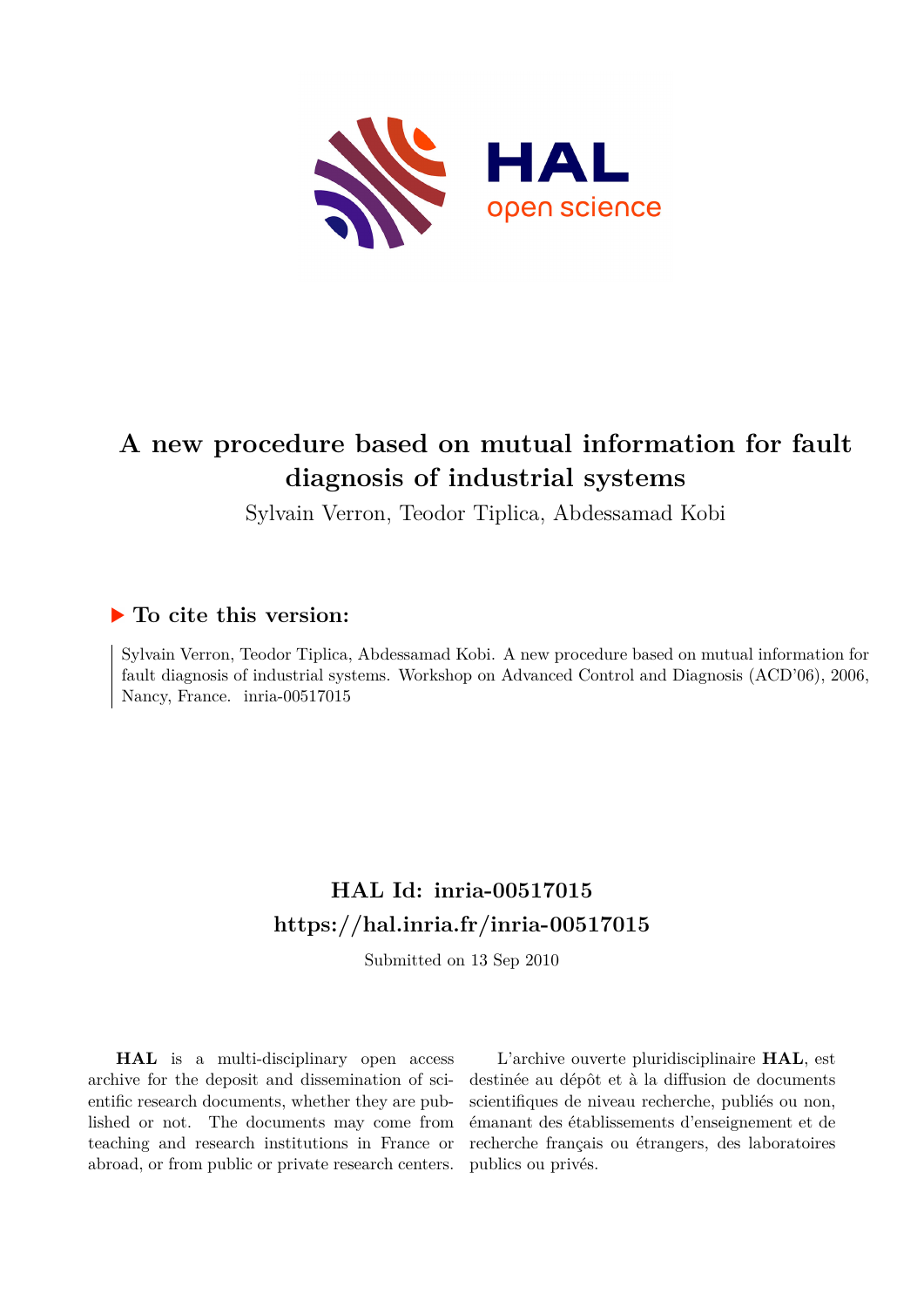# A new procedure based on mutual information for fault diagnosis of industrial systems

Sylvain Verron, Teodor Tiplica, Abdessamad Kobi

## ▶ To cite this version:

Sylvain Verron, Teodor Tiplica, Abdessamad Kobi. A new procedure based on mutual information for fault diagnosis of industrial systems. Workshop on Advanced Control and Diagnosis (ACD'06), 2006, Nancy, France. inria-00517015

## HAL Id: inria-00517015

## https://hal.inria.fr/inria-00517015

Submitted on 13 Sep 2010

**HAL** is a multi-disciplinary open access archive for the deposit and dissemination of scientific research documents, whether they are published or not. The documents may come from teaching and research institutions in France or abroad, or from public or private research centers.

L'archive ouverte pluridisciplinaire **HAL**, est destinée au dépôt et à la diffusion de documents scientifiques de niveau recherche, publiés ou non, émanant des établissements d'enseignement et de recherche français ou étrangers, des laboratoires publics ou privés.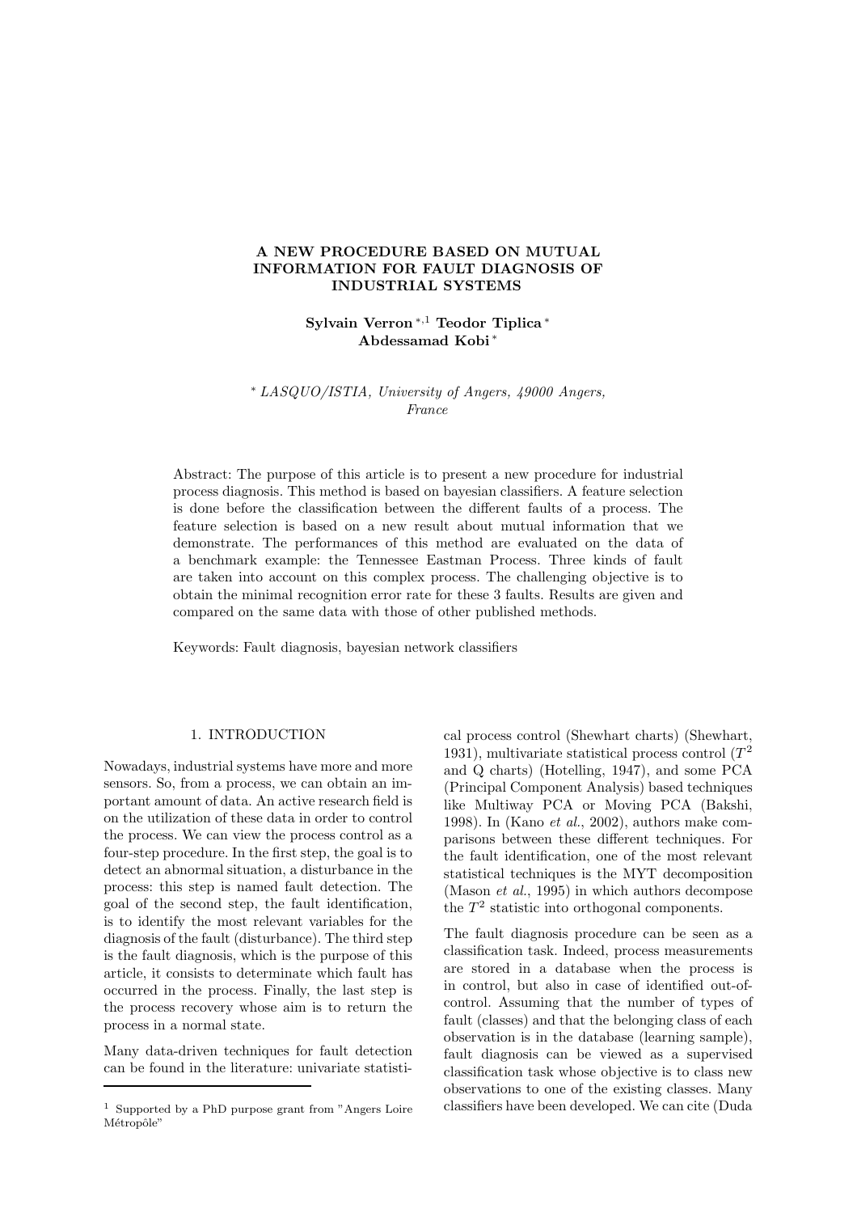# A NEW PROCEDURE BASED ON MUTUAL INFORMATION FOR FAULT DIAGNOSIS OF INDUSTRIAL SYSTEMS

**Sylvain Verron** [*,1] **Teodor Tiplica** [*] **Abdessamad Kobi** [*]

[*] *LASQUO/ISTIA, University of Angers, 49000 Angers, France*

Abstract: The purpose of this article is to present a new procedure for industrial process diagnosis. This method is based on bayesian classifiers. A feature selection is done before the classification between the different faults of a process. The feature selection is based on a new result about mutual information that we demonstrate. The performances of this method are evaluated on the data of a benchmark example: the Tennessee Eastman Process. Three kinds of fault are taken into account on this complex process. The challenging objective is to obtain the minimal recognition error rate for these 3 faults. Results are given and compared on the same data with those of other published methods.

Keywords: Fault diagnosis, bayesian network classifiers

## 1. INTRODUCTION

Nowadays, industrial systems have more and more sensors. So, from a process, we can obtain an important amount of data. An active research field is on the utilization of these data in order to control the process. We can view the process control as a four-step procedure. In the first step, the goal is to detect an abnormal situation, a disturbance in the process: this step is named fault detection. The goal of the second step, the fault identification, is to identify the most relevant variables for the diagnosis of the fault (disturbance). The third step is the fault diagnosis, which is the purpose of this article, it consists to determinate which fault has occurred in the process. Finally, the last step is the process recovery whose aim is to return the process in a normal state.

Many data-driven techniques for fault detection can be found in the literature: univariate statistical process control (Shewhart charts) (Shewhart, 1931), multivariate statistical process control ($T^2$ and Q charts) (Hotelling, 1947), and some PCA (Principal Component Analysis) based techniques like Multiway PCA or Moving PCA (Bakshi, 1998). In (Kano *et al.*, 2002), authors make comparisons between these different techniques. For the fault identification, one of the most relevant statistical techniques is the MYT decomposition (Mason *et al.*, 1995) in which authors decompose the $T^2$ statistic into orthogonal components.

The fault diagnosis procedure can be seen as a classification task. Indeed, process measurements are stored in a database when the process is in control, but also in case of identified out-of-control. Assuming that the number of types of fault (classes) and that the belonging class of each observation is in the database (learning sample), fault diagnosis can be viewed as a supervised classification task whose objective is to class new observations to one of the existing classes. Many classifiers have been developed. We can cite (Duda

[1] Supported by a PhD purpose grant from "Angers Loire Métropôle"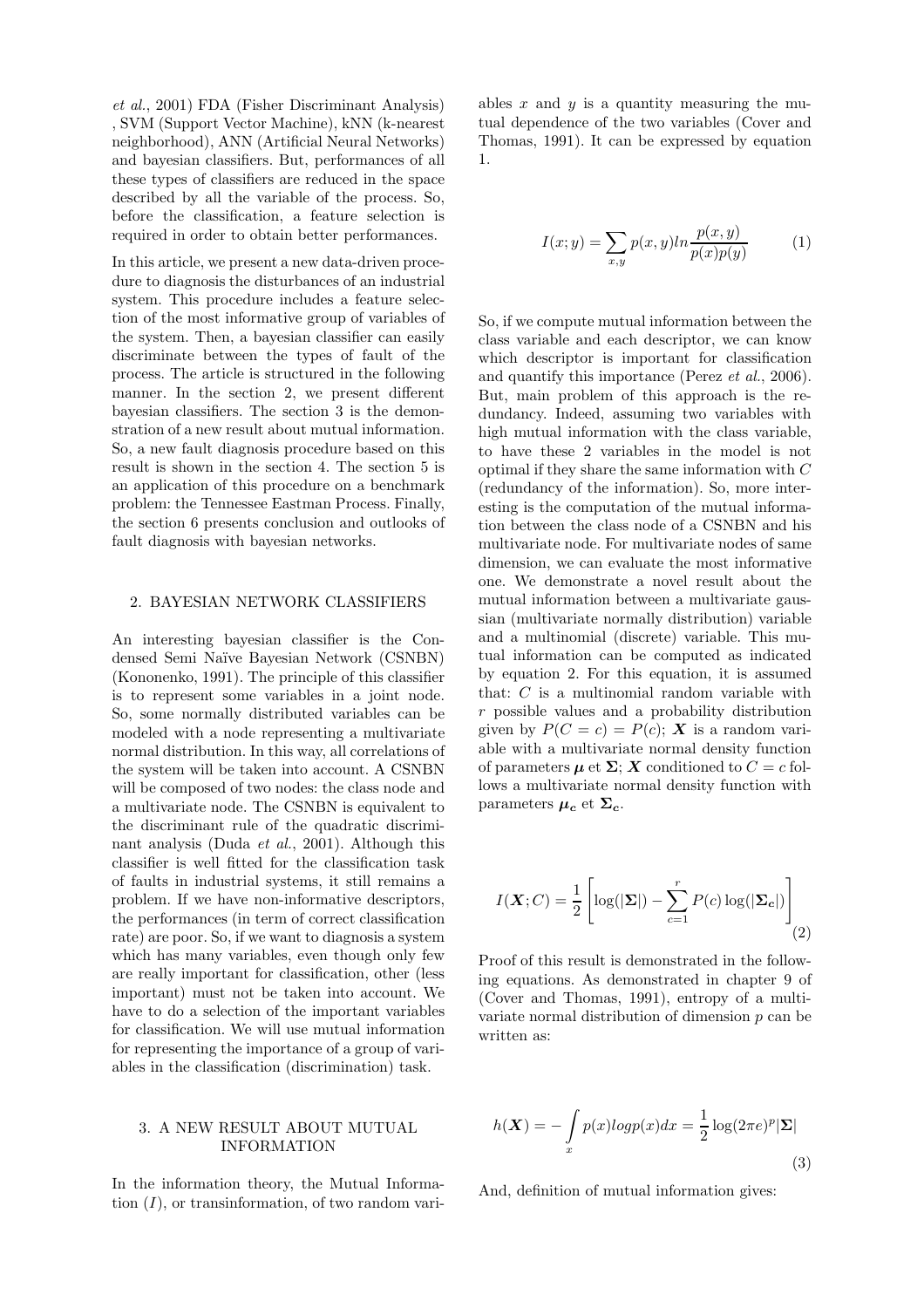*et al.*, 2001) FDA (Fisher Discriminant Analysis) , SVM (Support Vector Machine), kNN (k-nearest neighborhood), ANN (Artificial Neural Networks) and bayesian classifiers. But, performances of all these types of classifiers are reduced in the space described by all the variable of the process. So, before the classification, a feature selection is required in order to obtain better performances.

In this article, we present a new data-driven procedure to diagnosis the disturbances of an industrial system. This procedure includes a feature selection of the most informative group of variables of the system. Then, a bayesian classifier can easily discriminate between the types of fault of the process. The article is structured in the following manner. In the section 2, we present different bayesian classifiers. The section 3 is the demonstration of a new result about mutual information. So, a new fault diagnosis procedure based on this result is shown in the section 4. The section 5 is an application of this procedure on a benchmark problem: the Tennessee Eastman Process. Finally, the section 6 presents conclusion and outlooks of fault diagnosis with bayesian networks.

## 2. BAYESIAN NETWORK CLASSIFIERS

An interesting bayesian classifier is the Condensed Semi Naïve Bayesian Network (CSNBN) (Kononenko, 1991). The principle of this classifier is to represent some variables in a joint node. So, some normally distributed variables can be modeled with a node representing a multivariate normal distribution. In this way, all correlations of the system will be taken into account. A CSNBN will be composed of two nodes: the class node and a multivariate node. The CSNBN is equivalent to the discriminant rule of the quadratic discriminant analysis (Duda *et al.*, 2001). Although this classifier is well fitted for the classification task of faults in industrial systems, it still remains a problem. If we have non-informative descriptors, the performances (in term of correct classification rate) are poor. So, if we want to diagnosis a system which has many variables, even though only few are really important for classification, other (less important) must not be taken into account. We have to do a selection of the important variables for classification. We will use mutual information for representing the importance of a group of variables in the classification (discrimination) task.

## 3. A NEW RESULT ABOUT MUTUAL INFORMATION

In the information theory, the Mutual Information ($I$), or transinformation, of two random variables $x$ and $y$ is a quantity measuring the mutual dependence of the two variables (Cover and Thomas, 1991). It can be expressed by equation 1.

$$I(x;y) = \sum_{x,y} p(x,y) ln \frac{p(x,y)}{p(x)p(y)} \tag{1}$$

So, if we compute mutual information between the class variable and each descriptor, we can know which descriptor is important for classification and quantify this importance (Perez *et al.*, 2006). But, main problem of this approach is the redundancy. Indeed, assuming two variables with high mutual information with the class variable, to have these 2 variables in the model is not optimal if they share the same information with $C$ (redundancy of the information). So, more interesting is the computation of the mutual information between the class node of a CSNBN and his multivariate node. For multivariate nodes of same dimension, we can evaluate the most informative one. We demonstrate a novel result about the mutual information between a multivariate gaussian (multivariate normally distribution) variable and a multinomial (discrete) variable. This mutual information can be computed as indicated by equation 2. For this equation, it is assumed that: $C$ is a multinomial random variable with $r$ possible values and a probability distribution given by $P(C = c) = P(c)$; $\boldsymbol{X}$ is a random variable with a multivariate normal density function of parameters $\boldsymbol{\mu}$ et $\boldsymbol{\Sigma}$; $\boldsymbol{X}$ conditioned to $C = c$ follows a multivariate normal density function with parameters $\boldsymbol{\mu_c}$ et $\boldsymbol{\Sigma_c}$.

$$I(\boldsymbol{X};C) = \frac{1}{2}\left[\log(|\boldsymbol{\Sigma}|) - \sum_{c=1}^{r} P(c)\log(|\boldsymbol{\Sigma_c}|)\right] \tag{2}$$

Proof of this result is demonstrated in the following equations. As demonstrated in chapter 9 of (Cover and Thomas, 1991), entropy of a multivariate normal distribution of dimension $p$ can be written as:

$$h(\boldsymbol{X}) = -\int_{x} p(x) log p(x) dx = \frac{1}{2}\log(2\pi e)^p|\boldsymbol{\Sigma}| \tag{3}$$

And, definition of mutual information gives: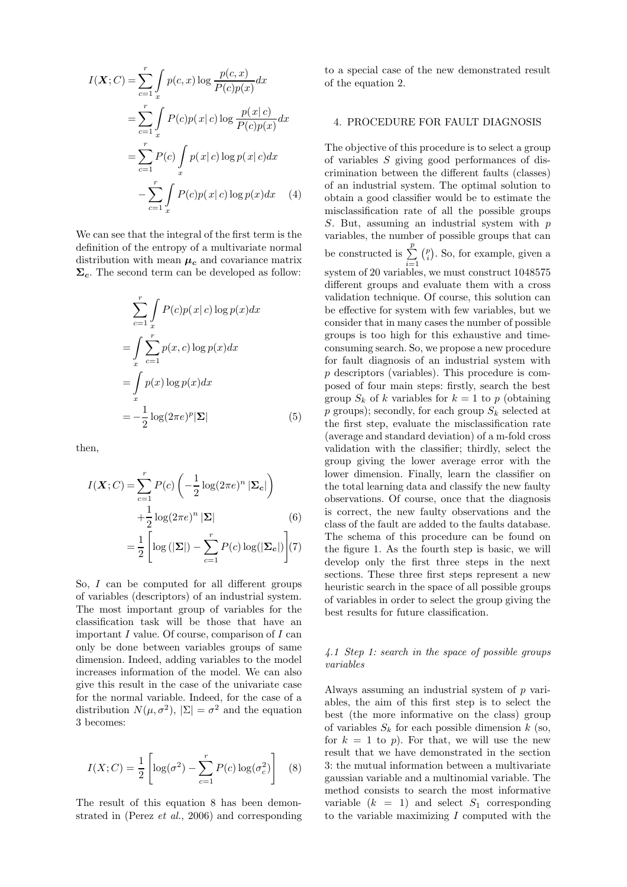$$
\begin{aligned}
I(\boldsymbol{X}; C) &= \sum_{c=1}^{r} \int_{x} p(c,x) \log \frac{p(c,x)}{P(c)p(x)} dx \\
&= \sum_{c=1}^{r} \int_{x} P(c) p(x|\,c) \log \frac{p(x|\,c)}{P(c)p(x)} dx \\
&= \sum_{c=1}^{r} P(c) \int_{x} p(x|\,c) \log p(x|\,c) dx \\
&\quad - \sum_{c=1}^{r} \int_{x} P(c) p(x|\,c) \log p(x) dx \qquad (4)
\end{aligned}
$$

We can see that the integral of the first term is the definition of the entropy of a multivariate normal distribution with mean $\boldsymbol{\mu_c}$ and covariance matrix $\boldsymbol{\Sigma_c}$. The second term can be developed as follow:

$$
\begin{aligned}
&\sum_{c=1}^{r} \int_{x} P(c) p(x|\,c) \log p(x) dx \\
&= \int_{x} \sum_{c=1}^{r} p(x,c) \log p(x) dx \\
&= \int_{x} p(x) \log p(x) dx \\
&= -\frac{1}{2} \log (2\pi e)^p |\boldsymbol{\Sigma}| \qquad (5)
\end{aligned}
$$

then,

$$
\begin{aligned}
I(\boldsymbol{X}; C) &= \sum_{c=1}^{r} P(c) \left( -\frac{1}{2} \log (2\pi e)^n \, |\boldsymbol{\Sigma_c}| \right) \\
&\quad + \frac{1}{2} \log (2\pi e)^n \, |\boldsymbol{\Sigma}| \qquad (6) \\
&= \frac{1}{2} \left[ \log \left( |\boldsymbol{\Sigma}| \right) - \sum_{c=1}^{r} P(c) \log (|\boldsymbol{\Sigma_c}|) \right] (7)
\end{aligned}
$$

So, $I$ can be computed for all different groups of variables (descriptors) of an industrial system. The most important group of variables for the classification task will be those that have an important $I$ value. Of course, comparison of $I$ can only be done between variables groups of same dimension. Indeed, adding variables to the model increases information of the model. We can also give this result in the case of the univariate case for the normal variable. Indeed, for the case of a distribution $N(\mu, \sigma^2)$, $|\Sigma| = \sigma^2$ and the equation 3 becomes:

$$
I(X; C) = \frac{1}{2} \left[ \log(\sigma^2) - \sum_{c=1}^{r} P(c) \log(\sigma_c^2) \right] \qquad (8)
$$

The result of this equation 8 has been demonstrated in (Perez *et al.*, 2006) and corresponding to a special case of the new demonstrated result of the equation 2.

## 4. PROCEDURE FOR FAULT DIAGNOSIS

The objective of this procedure is to select a group of variables $S$ giving good performances of discrimination between the different faults (classes) of an industrial system. The optimal solution to obtain a good classifier would be to estimate the misclassification rate of all the possible groups $S$. But, assuming an industrial system with $p$ variables, the number of possible groups that can be constructed is $\sum_{i=1}^{p} \binom{p}{i}$. So, for example, given a system of 20 variables, we must construct 1048575 different groups and evaluate them with a cross validation technique. Of course, this solution can be effective for system with few variables, but we consider that in many cases the number of possible groups is too high for this exhaustive and time-consuming search. So, we propose a new procedure for fault diagnosis of an industrial system with $p$ descriptors (variables). This procedure is composed of four main steps: firstly, search the best group $S_k$ of $k$ variables for $k = 1$ to $p$ (obtaining $p$ groups); secondly, for each group $S_k$ selected at the first step, evaluate the misclassification rate (average and standard deviation) of a m-fold cross validation with the classifier; thirdly, select the group giving the lower average error with the lower dimension. Finally, learn the classifier on the total learning data and classify the new faulty observations. Of course, once that the diagnosis is correct, the new faulty observations and the class of the fault are added to the faults database. The schema of this procedure can be found on the figure 1. As the fourth step is basic, we will develop only the first three steps in the next sections. These three first steps represent a new heuristic search in the space of all possible groups of variables in order to select the group giving the best results for future classification.

### *4.1 Step 1: search in the space of possible groups variables*

Always assuming an industrial system of $p$ variables, the aim of this first step is to select the best (the more informative on the class) group of variables $S_k$ for each possible dimension $k$ (so, for $k = 1$ to $p$). For that, we will use the new result that we have demonstrated in the section 3: the mutual information between a multivariate gaussian variable and a multinomial variable. The method consists to search the most informative variable ($k = 1$) and select $S_1$ corresponding to the variable maximizing $I$ computed with the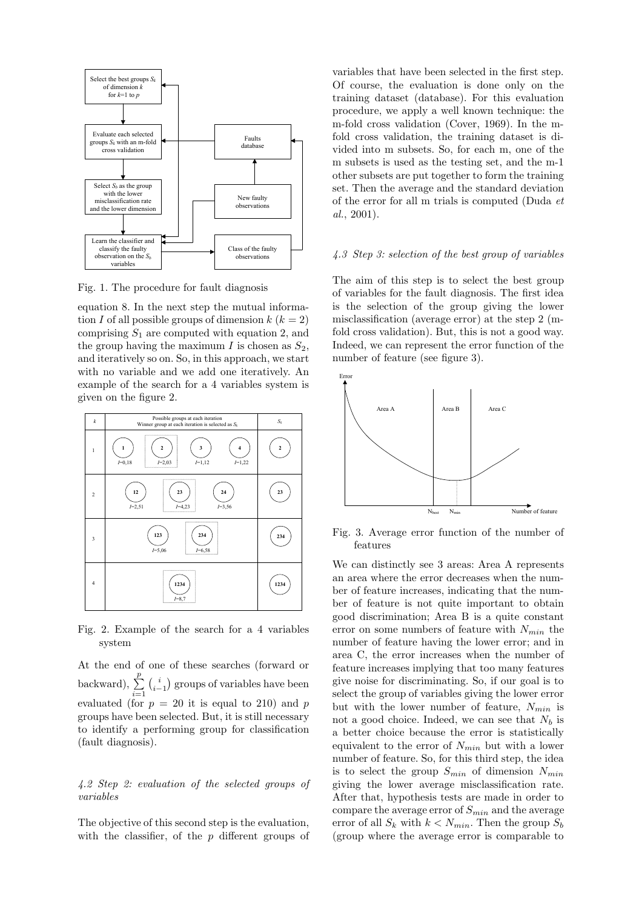Fig. 1. The procedure for fault diagnosis

equation 8. In the next step the mutual information $I$ of all possible groups of dimension $k$ ($k = 2$) comprising $S_1$ are computed with equation 2, and the group having the maximum $I$ is chosen as $S_2$, and iteratively so on. So, in this approach, we start with no variable and we add one iteratively. An example of the search for a 4 variables system is given on the figure 2.

Fig. 2. Example of the search for a 4 variables system

At the end of one of these searches (forward or backward), $\sum_{i=1}^{p} \binom{i}{i-1}$ groups of variables have been evaluated (for $p = 20$ it is equal to 210) and $p$ groups have been selected. But, it is still necessary to identify a performing group for classification (fault diagnosis).

### 4.2 Step 2: evaluation of the selected groups of variables

The objective of this second step is the evaluation, with the classifier, of the $p$ different groups of variables that have been selected in the first step. Of course, the evaluation is done only on the training dataset (database). For this evaluation procedure, we apply a well known technique: the m-fold cross validation (Cover, 1969). In the m-fold cross validation, the training dataset is divided into m subsets. So, for each m, one of the m subsets is used as the testing set, and the m-1 other subsets are put together to form the training set. Then the average and the standard deviation of the error for all m trials is computed (Duda *et al.*, 2001).

### 4.3 Step 3: selection of the best group of variables

The aim of this step is to select the best group of variables for the fault diagnosis. The first idea is the selection of the group giving the lower misclassification (average error) at the step 2 (m-fold cross validation). But, this is not a good way. Indeed, we can represent the error function of the number of feature (see figure 3).

Fig. 3. Average error function of the number of features

We can distinctly see 3 areas: Area A represents an area where the error decreases when the number of feature increases, indicating that the number of feature is not quite important to obtain good discrimination; Area B is a quite constant error on some numbers of feature with $N_{min}$ the number of feature having the lower error; and in area C, the error increases when the number of feature increases implying that too many features give noise for discriminating. So, if our goal is to select the group of variables giving the lower error but with the lower number of feature, $N_{min}$ is not a good choice. Indeed, we can see that $N_b$ is a better choice because the error is statistically equivalent to the error of $N_{min}$ but with a lower number of feature. So, for this third step, the idea is to select the group $S_{min}$ of dimension $N_{min}$ giving the lower average misclassification rate. After that, hypothesis tests are made in order to compare the average error of $S_{min}$ and the average error of all $S_k$ with $k < N_{min}$. Then the group $S_b$ (group where the average error is comparable to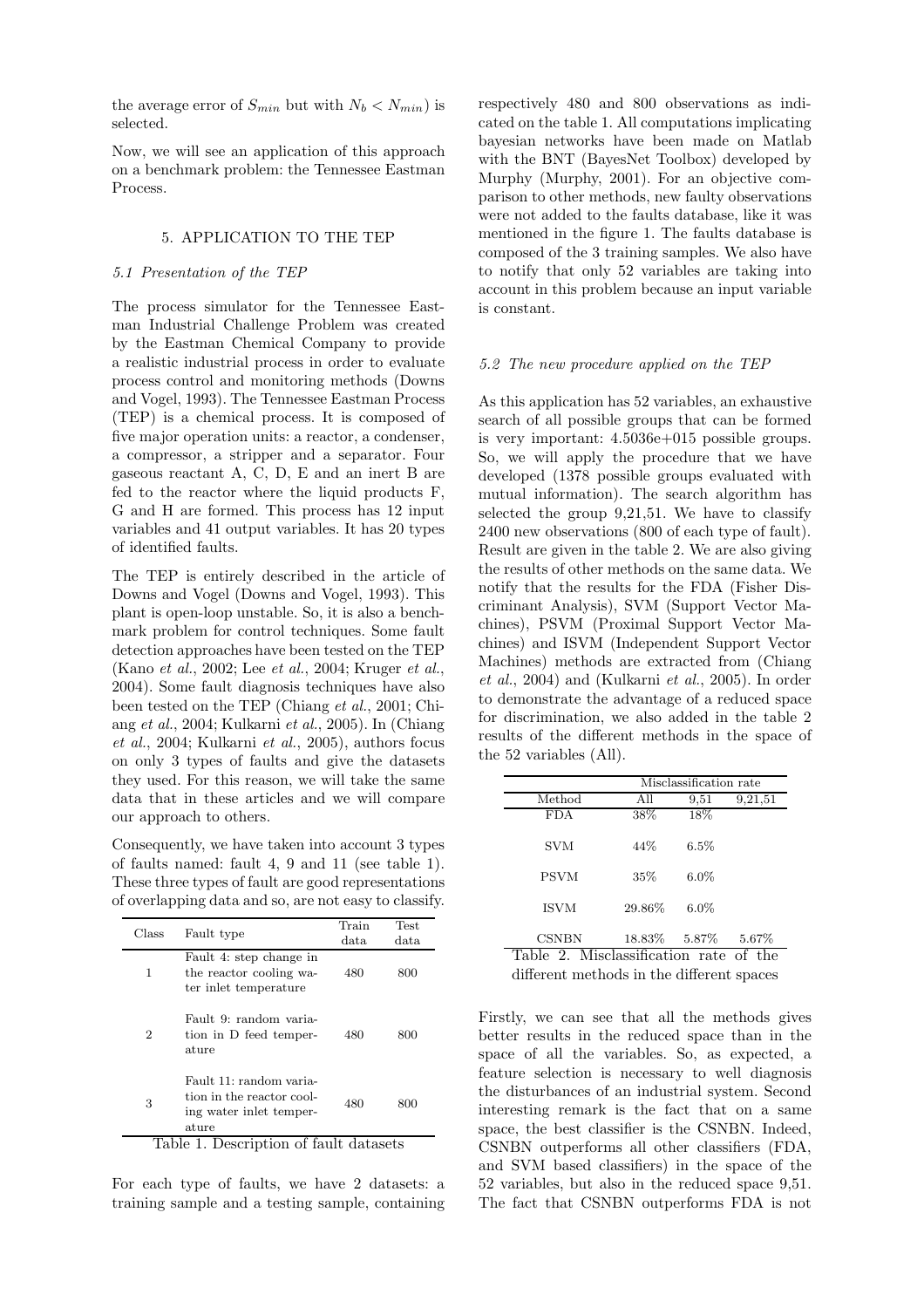the average error of $S_{min}$ but with $N_b < N_{min}$) is selected.

Now, we will see an application of this approach on a benchmark problem: the Tennessee Eastman Process.

## 5. APPLICATION TO THE TEP

### *5.1 Presentation of the TEP*

The process simulator for the Tennessee Eastman Industrial Challenge Problem was created by the Eastman Chemical Company to provide a realistic industrial process in order to evaluate process control and monitoring methods (Downs and Vogel, 1993). The Tennessee Eastman Process (TEP) is a chemical process. It is composed of five major operation units: a reactor, a condenser, a compressor, a stripper and a separator. Four gaseous reactant A, C, D, E and an inert B are fed to the reactor where the liquid products F, G and H are formed. This process has 12 input variables and 41 output variables. It has 20 types of identified faults.

The TEP is entirely described in the article of Downs and Vogel (Downs and Vogel, 1993). This plant is open-loop unstable. So, it is also a benchmark problem for control techniques. Some fault detection approaches have been tested on the TEP (Kano *et al.*, 2002; Lee *et al.*, 2004; Kruger *et al.*, 2004). Some fault diagnosis techniques have also been tested on the TEP (Chiang *et al.*, 2001; Chiang *et al.*, 2004; Kulkarni *et al.*, 2005). In (Chiang *et al.*, 2004; Kulkarni *et al.*, 2005), authors focus on only 3 types of faults and give the datasets they used. For this reason, we will take the same data that in these articles and we will compare our approach to others.

Consequently, we have taken into account 3 types of faults named: fault 4, 9 and 11 (see table 1). These three types of fault are good representations of overlapping data and so, are not easy to classify.

| Class | Fault type | Train data | Test data |
|---|---|---|---|
| 1 | Fault 4: step change in the reactor cooling water inlet temperature | 480 | 800 |
| 2 | Fault 9: random variation in D feed temperature | 480 | 800 |
| 3 | Fault 11: random variation in the reactor cooling water inlet temperature | 480 | 800 |

Table 1. Description of fault datasets

For each type of faults, we have 2 datasets: a training sample and a testing sample, containing respectively 480 and 800 observations as indicated on the table 1. All computations implicating bayesian networks have been made on Matlab with the BNT (BayesNet Toolbox) developed by Murphy (Murphy, 2001). For an objective comparison to other methods, new faulty observations were not added to the faults database, like it was mentioned in the figure 1. The faults database is composed of the 3 training samples. We also have to notify that only 52 variables are taking into account in this problem because an input variable is constant.

### *5.2 The new procedure applied on the TEP*

As this application has 52 variables, an exhaustive search of all possible groups that can be formed is very important: 4.5036e+015 possible groups. So, we will apply the procedure that we have developed (1378 possible groups evaluated with mutual information). The search algorithm has selected the group 9,21,51. We have to classify 2400 new observations (800 of each type of fault). Result are given in the table 2. We are also giving the results of other methods on the same data. We notify that the results for the FDA (Fisher Discriminant Analysis), SVM (Support Vector Machines), PSVM (Proximal Support Vector Machines) and ISVM (Independent Support Vector Machines) methods are extracted from (Chiang *et al.*, 2004) and (Kulkarni *et al.*, 2005). In order to demonstrate the advantage of a reduced space for discrimination, we also added in the table 2 results of the different methods in the space of the 52 variables (All).

| | Misclassification rate | | |
|---|---|---|---|
| Method | All | 9,51 | 9,21,51 |
| FDA | 38% | 18% | |
| SVM | 44% | 6.5% | |
| PSVM | 35% | 6.0% | |
| ISVM | 29.86% | 6.0% | |
| CSNBN | 18.83% | 5.87% | 5.67% |

Table 2. Misclassification rate of the different methods in the different spaces

Firstly, we can see that all the methods gives better results in the reduced space than in the space of all the variables. So, as expected, a feature selection is necessary to well diagnosis the disturbances of an industrial system. Second interesting remark is the fact that on a same space, the best classifier is the CSNBN. Indeed, CSNBN outperforms all other classifiers (FDA, and SVM based classifiers) in the space of the 52 variables, but also in the reduced space 9,51. The fact that CSNBN outperforms FDA is not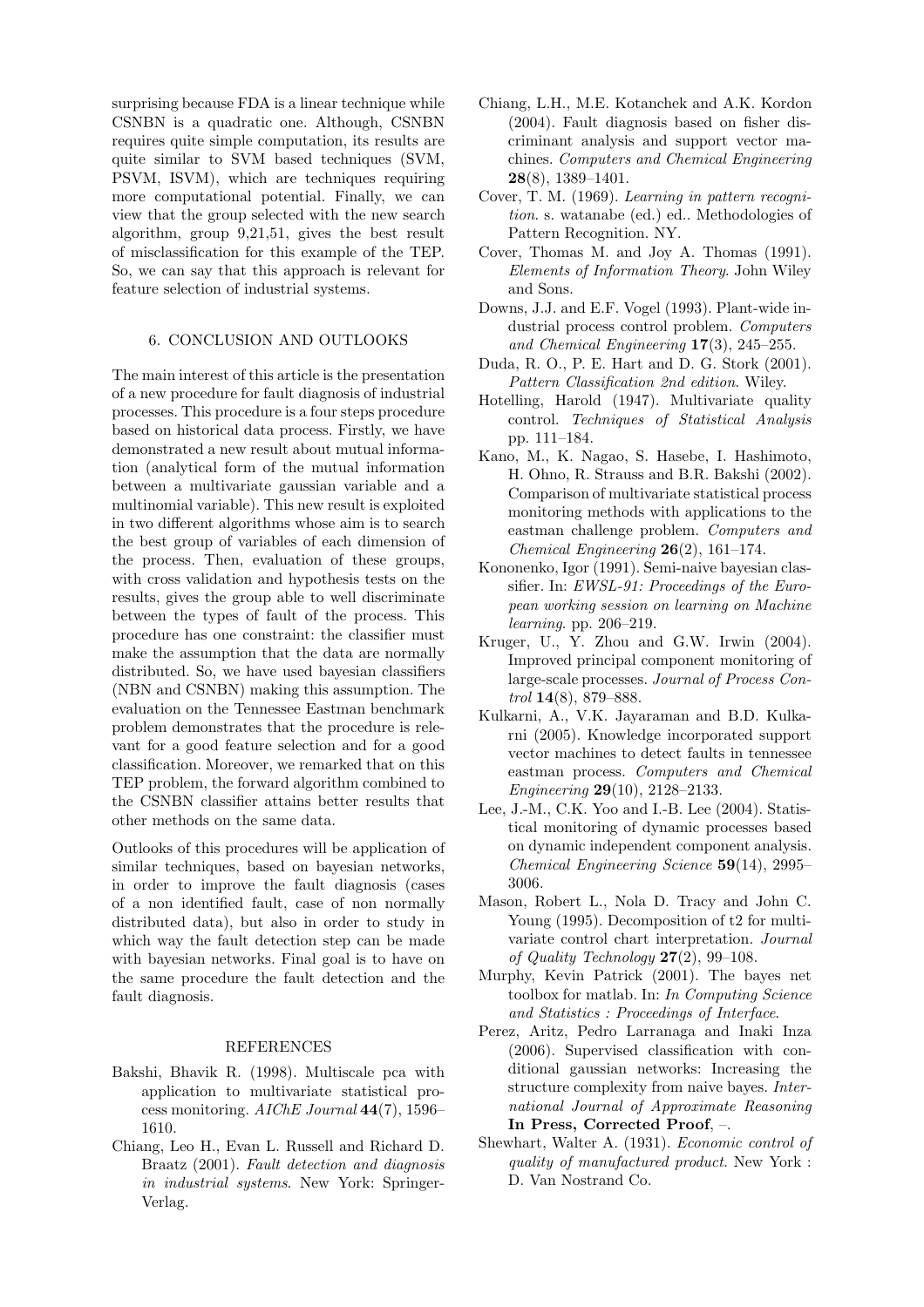surprising because FDA is a linear technique while CSNBN is a quadratic one. Although, CSNBN requires quite simple computation, its results are quite similar to SVM based techniques (SVM, PSVM, ISVM), which are techniques requiring more computational potential. Finally, we can view that the group selected with the new search algorithm, group 9,21,51, gives the best result of misclassification for this example of the TEP. So, we can say that this approach is relevant for feature selection of industrial systems.

## 6. CONCLUSION AND OUTLOOKS

The main interest of this article is the presentation of a new procedure for fault diagnosis of industrial processes. This procedure is a four steps procedure based on historical data process. Firstly, we have demonstrated a new result about mutual information (analytical form of the mutual information between a multivariate gaussian variable and a multinomial variable). This new result is exploited in two different algorithms whose aim is to search the best group of variables of each dimension of the process. Then, evaluation of these groups, with cross validation and hypothesis tests on the results, gives the group able to well discriminate between the types of fault of the process. This procedure has one constraint: the classifier must make the assumption that the data are normally distributed. So, we have used bayesian classifiers (NBN and CSNBN) making this assumption. The evaluation on the Tennessee Eastman benchmark problem demonstrates that the procedure is relevant for a good feature selection and for a good classification. Moreover, we remarked that on this TEP problem, the forward algorithm combined to the CSNBN classifier attains better results that other methods on the same data.

Outlooks of this procedures will be application of similar techniques, based on bayesian networks, in order to improve the fault diagnosis (cases of a non identified fault, case of non normally distributed data), but also in order to study in which way the fault detection step can be made with bayesian networks. Final goal is to have on the same procedure the fault detection and the fault diagnosis.

## REFERENCES

Bakshi, Bhavik R. (1998). Multiscale pca with application to multivariate statistical process monitoring. *AIChE Journal* **44**(7), 1596–1610.

Chiang, Leo H., Evan L. Russell and Richard D. Braatz (2001). *Fault detection and diagnosis in industrial systems*. New York: Springer-Verlag.

Chiang, L.H., M.E. Kotanchek and A.K. Kordon (2004). Fault diagnosis based on fisher discriminant analysis and support vector machines. *Computers and Chemical Engineering* **28**(8), 1389–1401.

Cover, T. M. (1969). *Learning in pattern recognition*. s. watanabe (ed.) ed.. Methodologies of Pattern Recognition. NY.

Cover, Thomas M. and Joy A. Thomas (1991). *Elements of Information Theory*. John Wiley and Sons.

Downs, J.J. and E.F. Vogel (1993). Plant-wide industrial process control problem. *Computers and Chemical Engineering* **17**(3), 245–255.

Duda, R. O., P. E. Hart and D. G. Stork (2001). *Pattern Classification 2nd edition*. Wiley.

Hotelling, Harold (1947). Multivariate quality control. *Techniques of Statistical Analysis* pp. 111–184.

Kano, M., K. Nagao, S. Hasebe, I. Hashimoto, H. Ohno, R. Strauss and B.R. Bakshi (2002). Comparison of multivariate statistical process monitoring methods with applications to the eastman challenge problem. *Computers and Chemical Engineering* **26**(2), 161–174.

Kononenko, Igor (1991). Semi-naive bayesian classifier. In: *EWSL-91: Proceedings of the European working session on learning on Machine learning*. pp. 206–219.

Kruger, U., Y. Zhou and G.W. Irwin (2004). Improved principal component monitoring of large-scale processes. *Journal of Process Control* **14**(8), 879–888.

Kulkarni, A., V.K. Jayaraman and B.D. Kulkarni (2005). Knowledge incorporated support vector machines to detect faults in tennessee eastman process. *Computers and Chemical Engineering* **29**(10), 2128–2133.

Lee, J.-M., C.K. Yoo and I.-B. Lee (2004). Statistical monitoring of dynamic processes based on dynamic independent component analysis. *Chemical Engineering Science* **59**(14), 2995–3006.

Mason, Robert L., Nola D. Tracy and John C. Young (1995). Decomposition of t2 for multivariate control chart interpretation. *Journal of Quality Technology* **27**(2), 99–108.

Murphy, Kevin Patrick (2001). The bayes net toolbox for matlab. In: *In Computing Science and Statistics : Proceedings of Interface*.

Perez, Aritz, Pedro Larranaga and Inaki Inza (2006). Supervised classification with conditional gaussian networks: Increasing the structure complexity from naive bayes. *International Journal of Approximate Reasoning* **In Press, Corrected Proof**, –.

Shewhart, Walter A. (1931). *Economic control of quality of manufactured product*. New York : D. Van Nostrand Co.